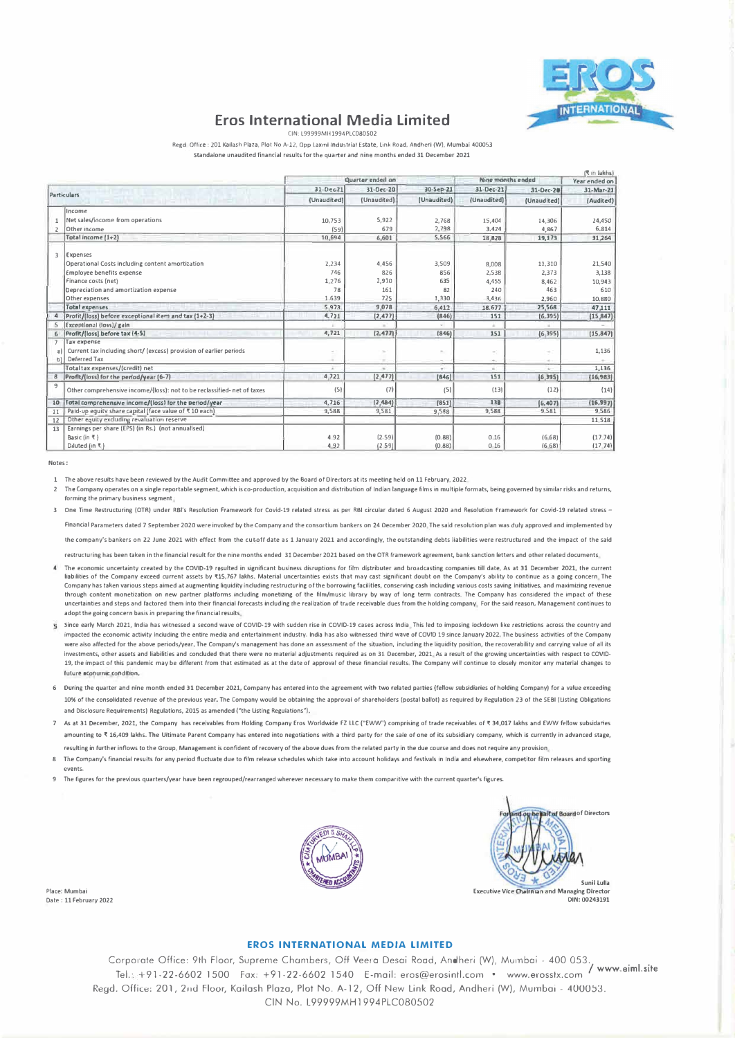# Eros International Media Limited

CIN: L99999MH1994PLC080502

Regd. Office: 201 Kailash Plaza, Plot No A-12, Opp Laxmi Industrial Estate, Link Road, Andheri (W), Mumbai 400053

Standalone unaudited financial results for the quarter and nine months ended 31 December 2021

(₹ in lakhs)

| | Particulars | Quarter ended on | | | Nine months ended | | Year ended on |
|---|---|---|---|---|---|---|---|
| | | 31-Dec-21 | 31-Dec-20 | 30-Sep-21 | 31-Dec-21 | 31-Dec-20 | 31-Mar-21 |
| | | (Unaudited) | (Unaudited) | (Unaudited) | (Unaudited) | (Unaudited) | (Audited) |
| | Income | | | | | | |
| 1 | Net sales/income from operations | 10,753 | 5,922 | 2,768 | 15,404 | 14,306 | 24,450 |
| 2 | Other income | (59) | 679 | 2,798 | 3,424 | 4,867 | 6,814 |
| | Total income (1+2) | 10,694 | 6,601 | 5,566 | 18,828 | 19,173 | 31,264 |
| 3 | Expenses | | | | | | |
| | Operational Costs including content amortization | 2,234 | 4,456 | 3,509 | 8,008 | 11,310 | 21,540 |
| | Employee benefits expense | 746 | 826 | 856 | 2,538 | 2,373 | 3,138 |
| | Finance costs (net) | 1,276 | 2,910 | 635 | 4,455 | 8,462 | 10,943 |
| | Depreciation and amortization expense | 78 | 161 | 82 | 240 | 463 | 610 |
| | Other expenses | 1,639 | 725 | 1,330 | 3,436 | 2,960 | 10,880 |
| | Total expenses | 5,973 | 9,078 | 6,412 | 18,677 | 25,568 | 47,111 |
| 4 | Profit/(loss) before exceptional item and tax (1+2-3) | 4,721 | (2,477) | (846) | 151 | (6,395) | (15,847) |
| 5 | Exceptional (loss)/ gain | - | - | - | - | - | - |
| 6 | Profit/(loss) before tax (4-5) | 4,721 | (2,477) | (846) | 151 | (6,395) | (15,847) |
| 7 | Tax expense | | | | | | |
| a) | Current tax including short/ (excess) provision of earlier periods | - | - | - | - | - | 1,136 |
| b) | Deferred Tax | - | - | - | - | - | - |
| | Total tax expenses/(credit) net | - | - | - | - | - | 1,136 |
| 8 | Profit/(loss) for the period/year (6-7) | 4,721 | (2,477) | (846) | 151 | (6,395) | (16,983) |
| 9 | Other comprehensive income/(loss): not to be reclassified- net of taxes | (5) | (7) | (5) | (13) | (12) | (14) |
| 10 | Total comprehensive income/(loss) for the period/year | 4,716 | (2,484) | (851) | 138 | (6,407) | (16,997) |
| 11 | Paid-up equity share capital (face value of ₹ 10 each) | 9,588 | 9,581 | 9,588 | 9,588 | 9,581 | 9,586 |
| 12 | Other equity excluding revaluation reserve | | | | | | 11,518 |
| 13 | Earnings per share (EPS) (in Rs.) (not annualised) | | | | | | |
| | Basic (in ₹) | 4.92 | (2.59) | (0.88) | 0.16 | (6.68) | (17.74) |
| | Diluted (in ₹) | 4.92 | (2.59) | (0.88) | 0.16 | (6.68) | (17.74) |

Notes:

1. The above results have been reviewed by the Audit Committee and approved by the Board of Directors at its meeting held on 11 February, 2022.
2. The Company operates on a single reportable segment, which is co-production, acquisition and distribution of Indian language films in multiple formats, being governed by similar risks and returns, forming the primary business segment.
3. One Time Restructuring (OTR) under RBI's Resolution Framework for Covid-19 related stress as per RBI circular dated 6 August 2020 and Resolution Framework for Covid-19 related stress – Financial Parameters dated 7 September 2020 were invoked by the Company and the consortium bankers on 24 December 2020. The said resolution plan was duly approved and implemented by the company's bankers on 22 June 2021 with effect from the cutoff date as 1 January 2021 and accordingly, the outstanding debts liabilities were restructured and the impact of the said restructuring has been taken in the financial result for the nine months ended 31 December 2021 based on the OTR framework agreement, bank sanction letters and other related documents.
4. The economic uncertainty created by the COVID-19 resulted in significant business disruptions for film distributer and broadcasting companies till date. As at 31 December 2021, the current liabilities of the Company exceed current assets by ₹15,767 lakhs. Material uncertainties exists that may cast significant doubt on the Company's ability to continue as a going concern. The Company has taken various steps aimed at augmenting liquidity including restructuring of the borrowing facilities, conserving cash including various costs saving initiatives, and maximizing revenue through content monetization on new partner platforms including monetizing of the film/music library by way of long term contracts. The Company has considered the impact of these uncertainties and steps and factored them into their financial forecasts including the realization of trade receivable dues from the holding company. For the said reason, Management continues to adopt the going concern basis in preparing the financial results.
5. Since early March 2021, India has witnessed a second wave of COVID-19 with sudden rise in COVID-19 cases across India. This led to imposing lockdown like restrictions across the country and impacted the economic activity including the entire media and entertainment industry. India has also witnessed third wave of COVID 19 since January 2022. The business activities of the Company were also affected for the above periods/year. The Company's management has done an assessment of the situation, including the liquidity position, the recoverability and carrying value of all its investments, other assets and liabilities and concluded that there were no material adjustments required as on 31 December, 2021. As a result of the growing uncertainties with respect to COVID-19, the impact of this pandemic may be different from that estimated as at the date of approval of these financial results. The Company will continue to closely monitor any material changes to future economic condition.
6. During the quarter and nine month ended 31 December 2021, Company has entered into the agreement with two related parties (fellow subsidiaries of holding Company) for a value exceeding 10% of the consolidated revenue of the previous year. The Company would be obtaining the approval of shareholders (postal ballot) as required by Regulation 23 of the SEBI (Listing Obligations and Disclosure Requirements) Regulations, 2015 as amended ("the Listing Regulations").
7. As at 31 December, 2021, the Company has receivables from Holding Company Eros Worldwide FZ LLC ("EWW") comprising of trade receivables of ₹ 34,017 lakhs and EWW fellow subsidaries amounting to ₹ 16,409 lakhs. The Ultimate Parent Company has entered into negotiations with a third party for the sale of one of its subsidiary company, which is currently in advanced stage, resulting in further inflows to the Group. Management is confident of recovery of the above dues from the related party in the due course and does not require any provision.
8. The Company's financial results for any period fluctuate due to film release schedules which take into account holidays and festivals in India and elsewhere, competitor film releases and sporting events.
9. The figures for the previous quarters/year have been regrouped/rearranged wherever necessary to make them comparitive with the current quarter's figures.

For and on behalf of Board of Directors

Sunil Lulla
Executive Vice Chairman and Managing Director
DIN: 00243191

Place: Mumbai
Date : 11 February 2022

**EROS INTERNATIONAL MEDIA LIMITED**

Corporate Office: 9th Floor, Supreme Chambers, Off Veera Desai Road, Andheri (W), Mumbai - 400 053.
Tel.: +91-22-6602 1500 Fax: +91-22-6602 1540 E-mail: eros@erosintl.com • www.erosstx.com / www.eiml.site
Regd. Office: 201, 2nd Floor, Kailash Plaza, Plot No. A-12, Off New Link Road, Andheri (W), Mumbai - 400053.
CIN No. L99999MH1994PLC080502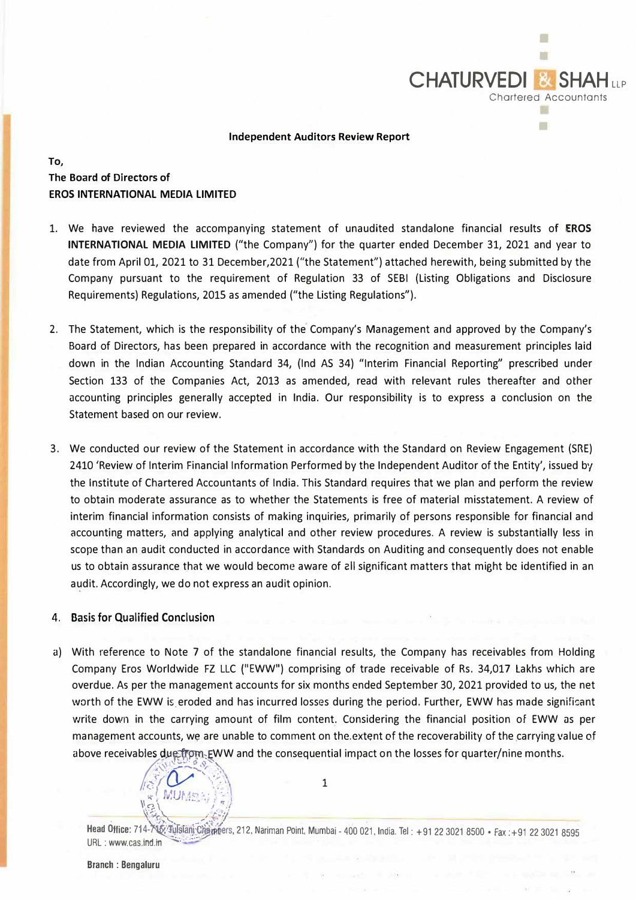**Independent Auditors Review Report**

To,
The Board of Directors of
**EROS INTERNATIONAL MEDIA LIMITED**

1. We have reviewed the accompanying statement of unaudited standalone financial results of **EROS INTERNATIONAL MEDIA LIMITED** ("the Company") for the quarter ended December 31, 2021 and year to date from April 01, 2021 to 31 December,2021 ("the Statement") attached herewith, being submitted by the Company pursuant to the requirement of Regulation 33 of SEBI (Listing Obligations and Disclosure Requirements) Regulations, 2015 as amended ("the Listing Regulations").

2. The Statement, which is the responsibility of the Company's Management and approved by the Company's Board of Directors, has been prepared in accordance with the recognition and measurement principles laid down in the Indian Accounting Standard 34, (Ind AS 34) "Interim Financial Reporting" prescribed under Section 133 of the Companies Act, 2013 as amended, read with relevant rules thereafter and other accounting principles generally accepted in India. Our responsibility is to express a conclusion on the Statement based on our review.

3. We conducted our review of the Statement in accordance with the Standard on Review Engagement (SRE) 2410 'Review of Interim Financial Information Performed by the Independent Auditor of the Entity', issued by the Institute of Chartered Accountants of India. This Standard requires that we plan and perform the review to obtain moderate assurance as to whether the Statements is free of material misstatement. A review of interim financial information consists of making inquiries, primarily of persons responsible for financial and accounting matters, and applying analytical and other review procedures. A review is substantially less in scope than an audit conducted in accordance with Standards on Auditing and consequently does not enable us to obtain assurance that we would become aware of all significant matters that might be identified in an audit. Accordingly, we do not express an audit opinion.

4. **Basis for Qualified Conclusion**

a) With reference to Note 7 of the standalone financial results, the Company has receivables from Holding Company Eros Worldwide FZ LLC ("EWW") comprising of trade receivable of Rs. 34,017 Lakhs which are overdue. As per the management accounts for six months ended September 30, 2021 provided to us, the net worth of the EWW is eroded and has incurred losses during the period. Further, EWW has made significant write down in the carrying amount of film content. Considering the financial position of EWW as per management accounts, we are unable to comment on the extent of the recoverability of the carrying value of above receivables due from EWW and the consequential impact on the losses for quarter/nine months.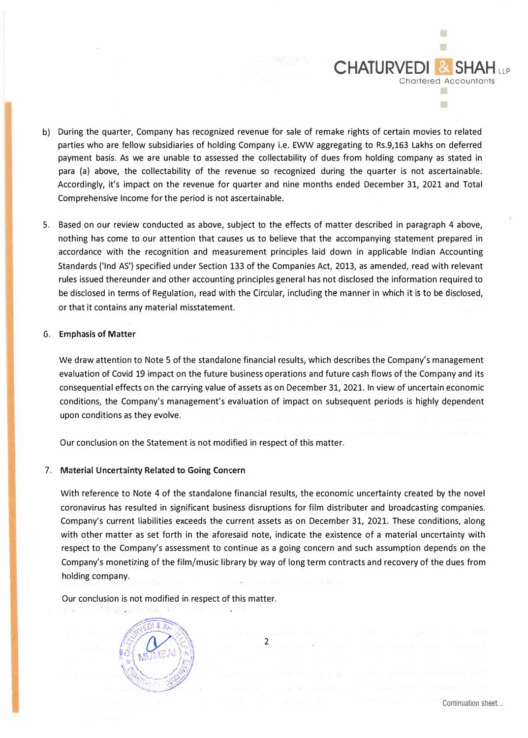b) During the quarter, Company has recognized revenue for sale of remake rights of certain movies to related parties who are fellow subsidiaries of holding Company i.e. EWW aggregating to Rs.9,163 Lakhs on deferred payment basis. As we are unable to assessed the collectability of dues from holding company as stated in para (a) above, the collectability of the revenue so recognized during the quarter is not ascertainable. Accordingly, it's impact on the revenue for quarter and nine months ended December 31, 2021 and Total Comprehensive Income for the period is not ascertainable.

5. Based on our review conducted as above, subject to the effects of matter described in paragraph 4 above, nothing has come to our attention that causes us to believe that the accompanying statement prepared in accordance with the recognition and measurement principles laid down in applicable Indian Accounting Standards ('Ind AS') specified under Section 133 of the Companies Act, 2013, as amended, read with relevant rules issued thereunder and other accounting principles general has not disclosed the information required to be disclosed in terms of Regulation, read with the Circular, including the manner in which it is to be disclosed, or that it contains any material misstatement.

6. **Emphasis of Matter**

   We draw attention to Note 5 of the standalone financial results, which describes the Company's management evaluation of Covid 19 impact on the future business operations and future cash flows of the Company and its consequential effects on the carrying value of assets as on December 31, 2021. In view of uncertain economic conditions, the Company's management's evaluation of impact on subsequent periods is highly dependent upon conditions as they evolve.

   Our conclusion on the Statement is not modified in respect of this matter.

7. **Material Uncertainty Related to Going Concern**

   With reference to Note 4 of the standalone financial results, the economic uncertainty created by the novel coronavirus has resulted in significant business disruptions for film distributer and broadcasting companies. Company's current liabilities exceeds the current assets as on December 31, 2021. These conditions, along with other matter as set forth in the aforesaid note, indicate the existence of a material uncertainty with respect to the Company's assessment to continue as a going concern and such assumption depends on the Company's monetizing of the film/music library by way of long term contracts and recovery of the dues from holding company.

   Our conclusion is not modified in respect of this matter.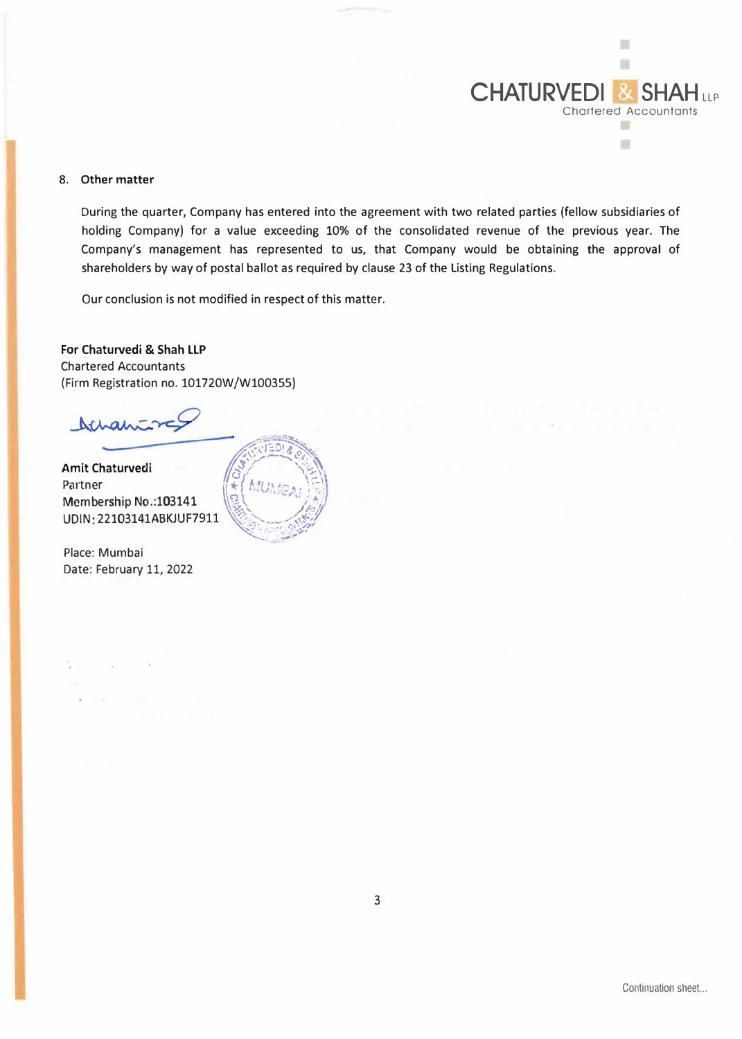## 8. Other matter

During the quarter, Company has entered into the agreement with two related parties (fellow subsidiaries of holding Company) for a value exceeding 10% of the consolidated revenue of the previous year. The Company's management has represented to us, that Company would be obtaining the approval of shareholders by way of postal ballot as required by clause 23 of the Listing Regulations.

Our conclusion is not modified in respect of this matter.

**For Chaturvedi & Shah LLP**
Chartered Accountants
(Firm Registration no. 101720W/W100355)

**Amit Chaturvedi**
Partner
Membership No.:103141
UDIN: 22103141ABKJUF7911

Place: Mumbai
Date: February 11, 2022